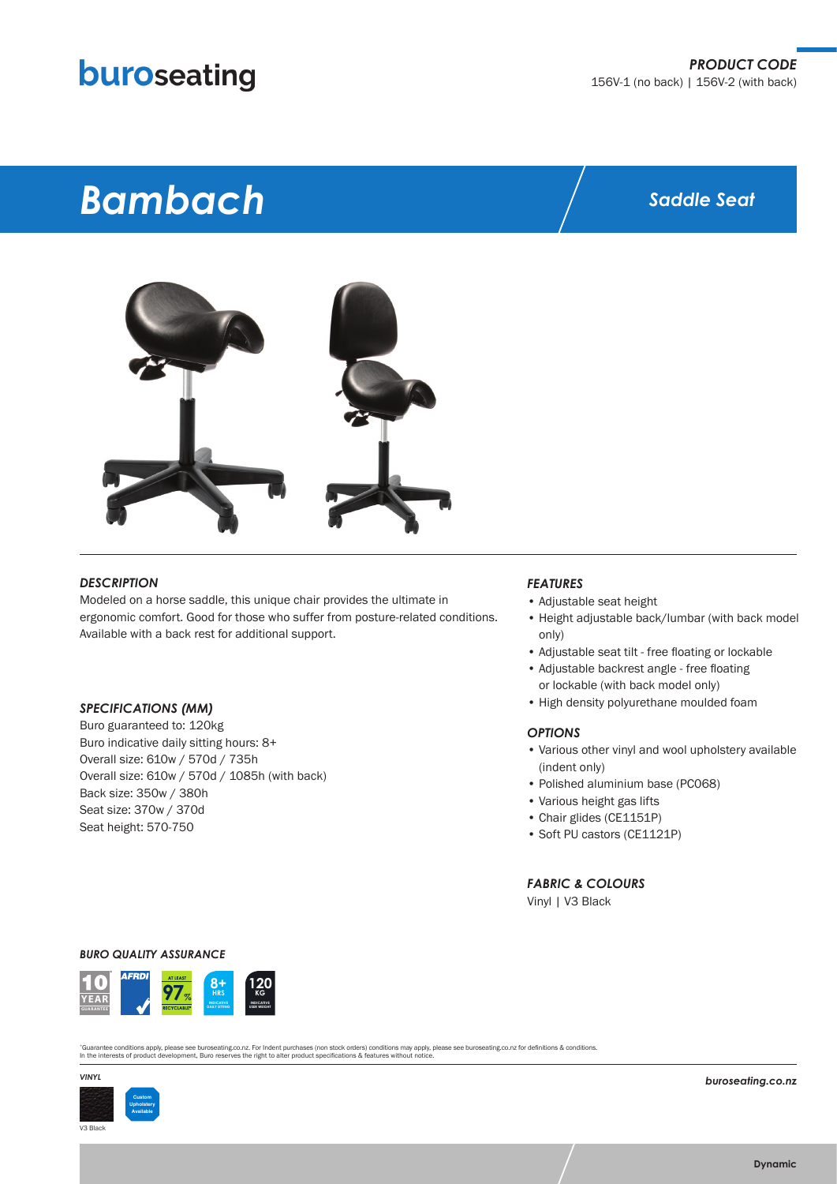buroseating

***PRODUCT CODE***
156V-1 (no back) | 156V-2 (with back)

# *Bambach*

## *Saddle Seat*

### *DESCRIPTION*

Modeled on a horse saddle, this unique chair provides the ultimate in ergonomic comfort. Good for those who suffer from posture-related conditions. Available with a back rest for additional support.

### *SPECIFICATIONS (MM)*

Buro guaranteed to: 120kg
Buro indicative daily sitting hours: 8+
Overall size: 610w / 570d / 735h
Overall size: 610w / 570d / 1085h (with back)
Back size: 350w / 380h
Seat size: 370w / 370d
Seat height: 570-750

### *FEATURES*

- Adjustable seat height
- Height adjustable back/lumbar (with back model only)
- Adjustable seat tilt - free floating or lockable
- Adjustable backrest angle - free floating or lockable (with back model only)
- High density polyurethane moulded foam

### *OPTIONS*

- Various other vinyl and wool upholstery available (indent only)
- Polished aluminium base (PC068)
- Various height gas lifts
- Chair glides (CE1151P)
- Soft PU castors (CE1121P)

### *FABRIC & COLOURS*

Vinyl | V3 Black

### *BURO QUALITY ASSURANCE*

10 YEAR GUARANTEE* | AFRDI | AT LEAST 97% RECYCLABLE* | 8+ HRS INDICATIVE DAILY SITTING | 120 KG INDICATIVE USER WEIGHT

*Guarantee conditions apply, please see buroseating.co.nz. For Indent purchases (non stock orders) conditions may apply, please see buroseating.co.nz for definitions & conditions.
In the interests of product development, Buro reserves the right to alter product specifications & features without notice.

*VINYL*

V3 Black

Custom Upholstery Available

*buroseating.co.nz*

Dynamic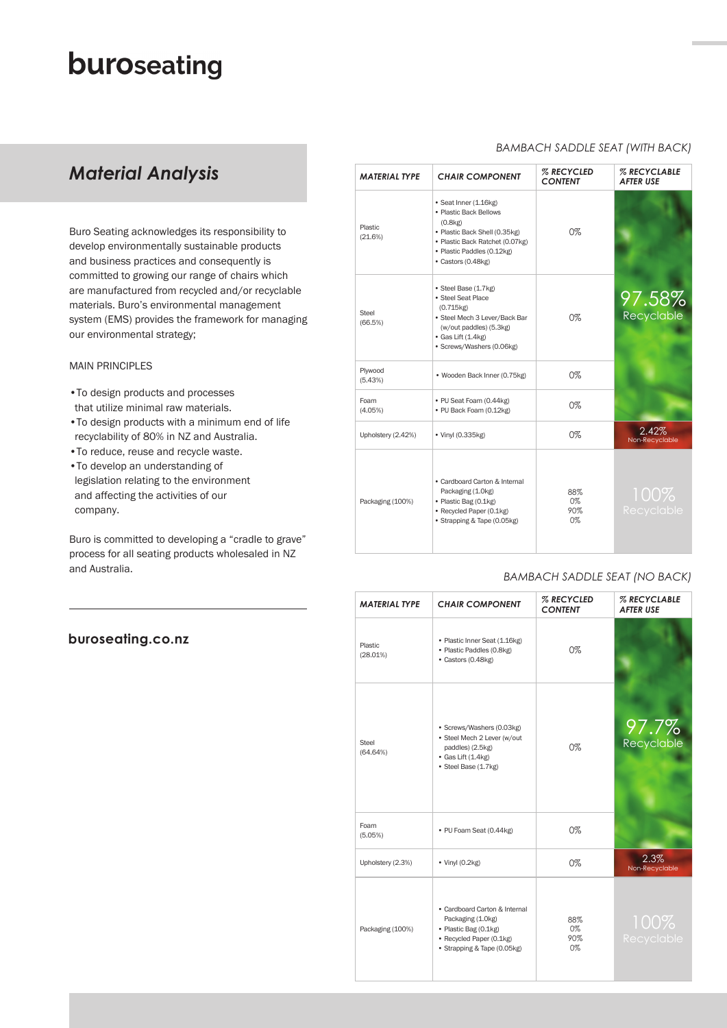# buroseating

## *Material Analysis*

Buro Seating acknowledges its responsibility to develop environmentally sustainable products and business practices and consequently is committed to growing our range of chairs which are manufactured from recycled and/or recyclable materials. Buro's environmental management system (EMS) provides the framework for managing our environmental strategy;

MAIN PRINCIPLES

- To design products and processes that utilize minimal raw materials.
- To design products with a minimum end of life recyclability of 80% in NZ and Australia.
- To reduce, reuse and recycle waste.
- To develop an understanding of legislation relating to the environment and affecting the activities of our company.

Buro is committed to developing a "cradle to grave" process for all seating products wholesaled in NZ and Australia.

**buroseating.co.nz**

### *BAMBACH SADDLE SEAT (WITH BACK)*

| *MATERIAL TYPE* | *CHAIR COMPONENT* | *% RECYCLED CONTENT* | *% RECYCLABLE AFTER USE* |
|---|---|---|---|
| Plastic (21.6%) | • Seat Inner (1.16kg)<br>• Plastic Back Bellows (0.8kg)<br>• Plastic Back Shell (0.35kg)<br>• Plastic Back Ratchet (0.07kg)<br>• Plastic Paddles (0.12kg)<br>• Castors (0.48kg) | 0% | 97.58% Recyclable |
| Steel (66.5%) | • Steel Base (1.7kg)<br>• Steel Seat Place (0.715kg)<br>• Steel Mech 3 Lever/Back Bar (w/out paddles) (5.3kg)<br>• Gas Lift (1.4kg)<br>• Screws/Washers (0.06kg) | 0% | |
| Plywood (5.43%) | • Wooden Back Inner (0.75kg) | 0% | |
| Foam (4.05%) | • PU Seat Foam (0.44kg)<br>• PU Back Foam (0.12kg) | 0% | |
| Upholstery (2.42%) | • Vinyl (0.335kg) | 0% | 2.42% Non-Recyclable |
| Packaging (100%) | • Cardboard Carton & Internal Packaging (1.0kg)<br>• Plastic Bag (0.1kg)<br>• Recycled Paper (0.1kg)<br>• Strapping & Tape (0.05kg) | 88%<br>0%<br>90%<br>0% | 100% Recyclable |

### *BAMBACH SADDLE SEAT (NO BACK)*

| *MATERIAL TYPE* | *CHAIR COMPONENT* | *% RECYCLED CONTENT* | *% RECYCLABLE AFTER USE* |
|---|---|---|---|
| Plastic (28.01%) | • Plastic Inner Seat (1.16kg)<br>• Plastic Paddles (0.8kg)<br>• Castors (0.48kg) | 0% | 97.7% Recyclable |
| Steel (64.64%) | • Screws/Washers (0.03kg)<br>• Steel Mech 2 Lever (w/out paddles) (2.5kg)<br>• Gas Lift (1.4kg)<br>• Steel Base (1.7kg) | 0% | |
| Foam (5.05%) | • PU Foam Seat (0.44kg) | 0% | |
| Upholstery (2.3%) | • Vinyl (0.2kg) | 0% | 2.3% Non-Recyclable |
| Packaging (100%) | • Cardboard Carton & Internal Packaging (1.0kg)<br>• Plastic Bag (0.1kg)<br>• Recycled Paper (0.1kg)<br>• Strapping & Tape (0.05kg) | 88%<br>0%<br>90%<br>0% | 100% Recyclable |